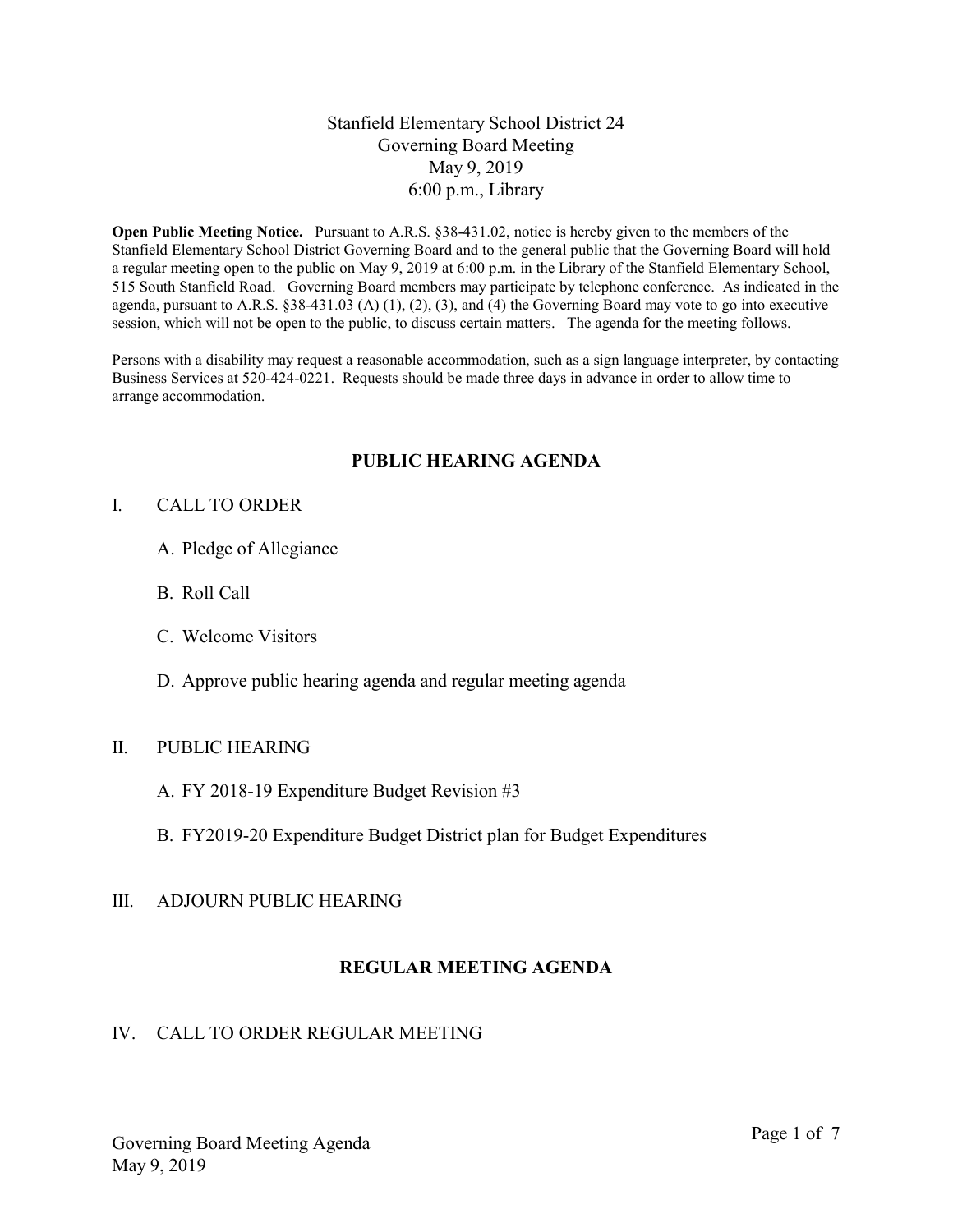# Stanfield Elementary School District 24
## Governing Board Meeting
May 9, 2019
6:00 p.m., Library

**Open Public Meeting Notice.** Pursuant to A.R.S. §38-431.02, notice is hereby given to the members of the Stanfield Elementary School District Governing Board and to the general public that the Governing Board will hold a regular meeting open to the public on May 9, 2019 at 6:00 p.m. in the Library of the Stanfield Elementary School, 515 South Stanfield Road. Governing Board members may participate by telephone conference. As indicated in the agenda, pursuant to A.R.S. §38-431.03 (A) (1), (2), (3), and (4) the Governing Board may vote to go into executive session, which will not be open to the public, to discuss certain matters. The agenda for the meeting follows.

Persons with a disability may request a reasonable accommodation, such as a sign language interpreter, by contacting Business Services at 520-424-0221. Requests should be made three days in advance in order to allow time to arrange accommodation.

## PUBLIC HEARING AGENDA

I. CALL TO ORDER

   A. Pledge of Allegiance

   B. Roll Call

   C. Welcome Visitors

   D. Approve public hearing agenda and regular meeting agenda

II. PUBLIC HEARING

   A. FY 2018-19 Expenditure Budget Revision #3

   B. FY2019-20 Expenditure Budget District plan for Budget Expenditures

III. ADJOURN PUBLIC HEARING

## REGULAR MEETING AGENDA

IV. CALL TO ORDER REGULAR MEETING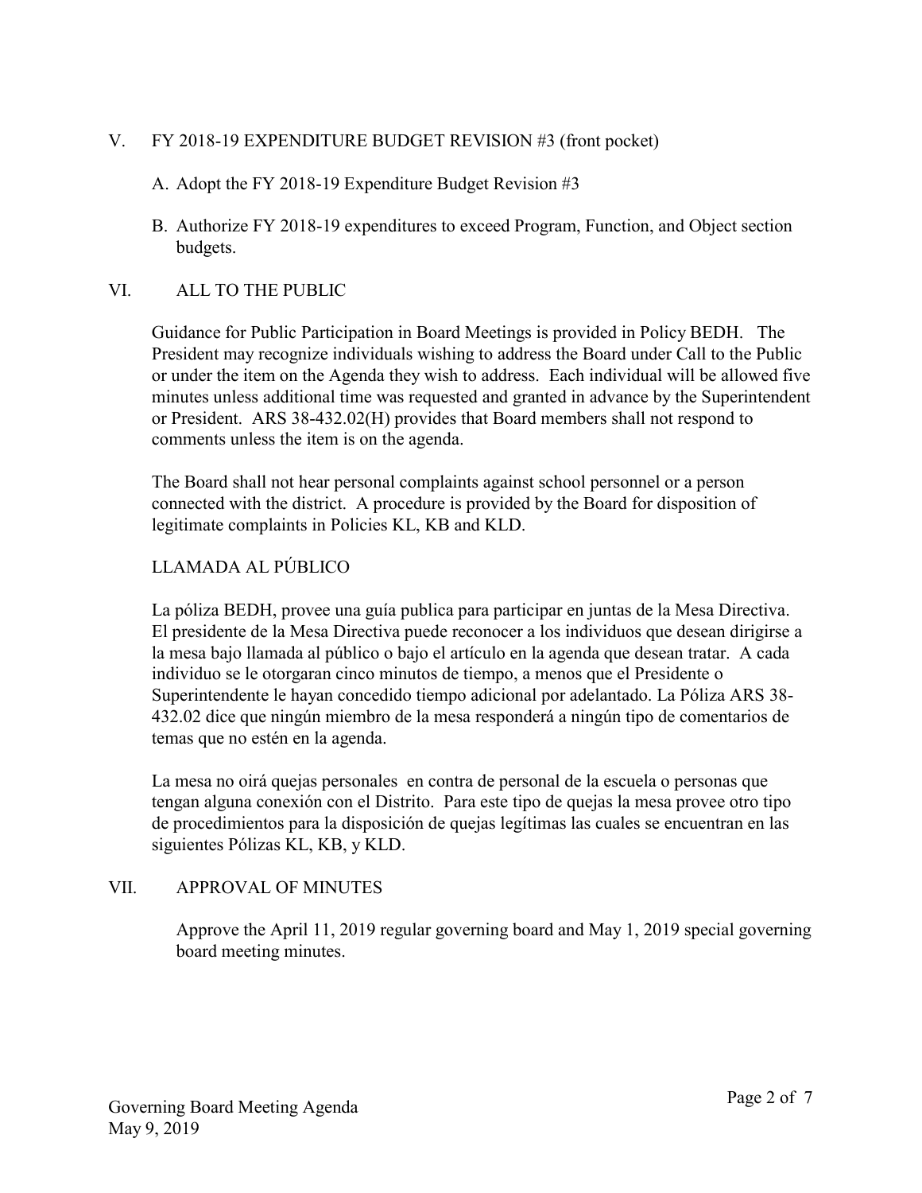## V. FY 2018-19 EXPENDITURE BUDGET REVISION #3 (front pocket)

A. Adopt the FY 2018-19 Expenditure Budget Revision #3

B. Authorize FY 2018-19 expenditures to exceed Program, Function, and Object section budgets.

## VI. ALL TO THE PUBLIC

Guidance for Public Participation in Board Meetings is provided in Policy BEDH. The President may recognize individuals wishing to address the Board under Call to the Public or under the item on the Agenda they wish to address. Each individual will be allowed five minutes unless additional time was requested and granted in advance by the Superintendent or President. ARS 38-432.02(H) provides that Board members shall not respond to comments unless the item is on the agenda.

The Board shall not hear personal complaints against school personnel or a person connected with the district. A procedure is provided by the Board for disposition of legitimate complaints in Policies KL, KB and KLD.

### LLAMADA AL PÚBLICO

La póliza BEDH, provee una guía publica para participar en juntas de la Mesa Directiva. El presidente de la Mesa Directiva puede reconocer a los individuos que desean dirigirse a la mesa bajo llamada al público o bajo el artículo en la agenda que desean tratar. A cada individuo se le otorgaran cinco minutos de tiempo, a menos que el Presidente o Superintendente le hayan concedido tiempo adicional por adelantado. La Póliza ARS 38-432.02 dice que ningún miembro de la mesa responderá a ningún tipo de comentarios de temas que no estén en la agenda.

La mesa no oirá quejas personales en contra de personal de la escuela o personas que tengan alguna conexión con el Distrito. Para este tipo de quejas la mesa provee otro tipo de procedimientos para la disposición de quejas legítimas las cuales se encuentran en las siguientes Pólizas KL, KB, y KLD.

## VII. APPROVAL OF MINUTES

Approve the April 11, 2019 regular governing board and May 1, 2019 special governing board meeting minutes.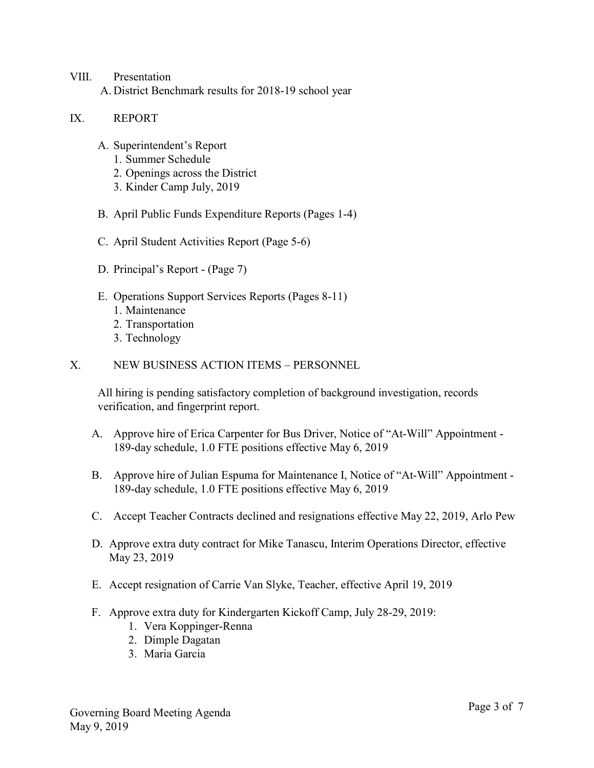VIII. Presentation

A. District Benchmark results for 2018-19 school year

IX. REPORT

A. Superintendent's Report
   1. Summer Schedule
   2. Openings across the District
   3. Kinder Camp July, 2019

B. April Public Funds Expenditure Reports (Pages 1-4)

C. April Student Activities Report (Page 5-6)

D. Principal's Report - (Page 7)

E. Operations Support Services Reports (Pages 8-11)
   1. Maintenance
   2. Transportation
   3. Technology

X. NEW BUSINESS ACTION ITEMS – PERSONNEL

All hiring is pending satisfactory completion of background investigation, records verification, and fingerprint report.

A. Approve hire of Erica Carpenter for Bus Driver, Notice of "At-Will" Appointment - 189-day schedule, 1.0 FTE positions effective May 6, 2019

B. Approve hire of Julian Espuma for Maintenance I, Notice of "At-Will" Appointment - 189-day schedule, 1.0 FTE positions effective May 6, 2019

C. Accept Teacher Contracts declined and resignations effective May 22, 2019, Arlo Pew

D. Approve extra duty contract for Mike Tanascu, Interim Operations Director, effective May 23, 2019

E. Accept resignation of Carrie Van Slyke, Teacher, effective April 19, 2019

F. Approve extra duty for Kindergarten Kickoff Camp, July 28-29, 2019:
   1. Vera Koppinger-Renna
   2. Dimple Dagatan
   3. Maria Garcia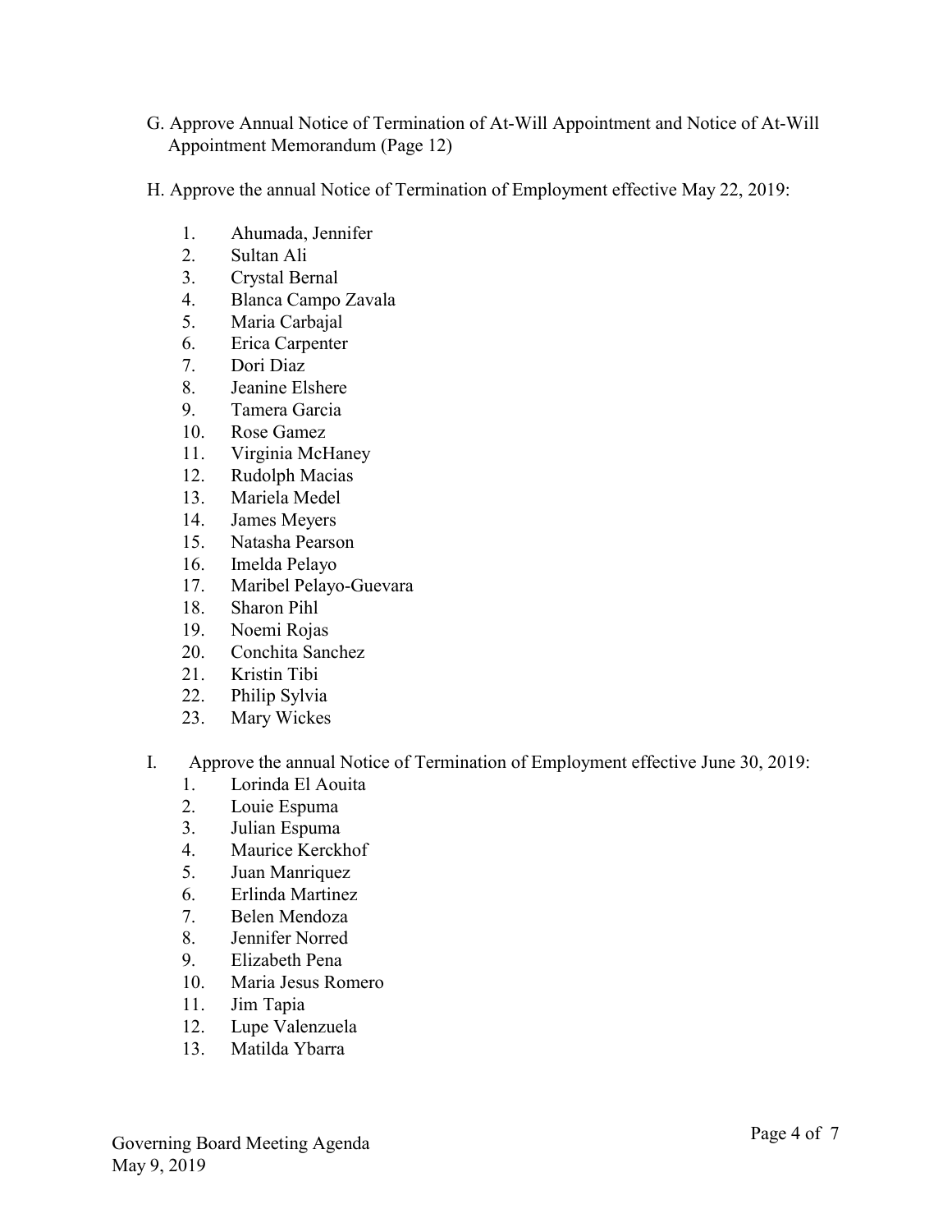G. Approve Annual Notice of Termination of At-Will Appointment and Notice of At-Will Appointment Memorandum (Page 12)

H. Approve the annual Notice of Termination of Employment effective May 22, 2019:

1. Ahumada, Jennifer
2. Sultan Ali
3. Crystal Bernal
4. Blanca Campo Zavala
5. Maria Carbajal
6. Erica Carpenter
7. Dori Diaz
8. Jeanine Elshere
9. Tamera Garcia
10. Rose Gamez
11. Virginia McHaney
12. Rudolph Macias
13. Mariela Medel
14. James Meyers
15. Natasha Pearson
16. Imelda Pelayo
17. Maribel Pelayo-Guevara
18. Sharon Pihl
19. Noemi Rojas
20. Conchita Sanchez
21. Kristin Tibi
22. Philip Sylvia
23. Mary Wickes

I. Approve the annual Notice of Termination of Employment effective June 30, 2019:

1. Lorinda El Aouita
2. Louie Espuma
3. Julian Espuma
4. Maurice Kerckhof
5. Juan Manriquez
6. Erlinda Martinez
7. Belen Mendoza
8. Jennifer Norred
9. Elizabeth Pena
10. Maria Jesus Romero
11. Jim Tapia
12. Lupe Valenzuela
13. Matilda Ybarra

Governing Board Meeting Agenda
May 9, 2019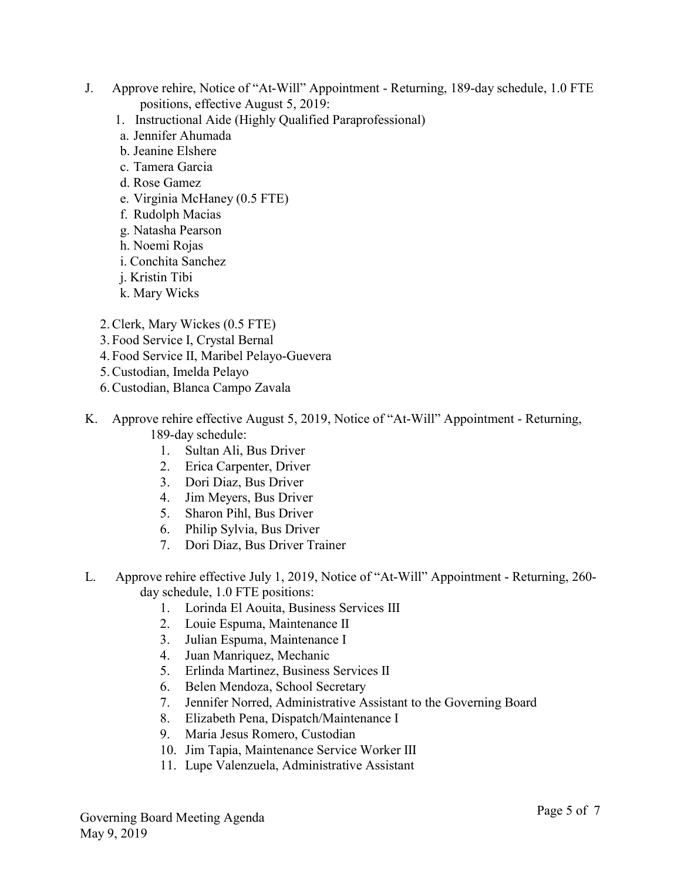J. Approve rehire, Notice of "At-Will" Appointment - Returning, 189-day schedule, 1.0 FTE positions, effective August 5, 2019:

1. Instructional Aide (Highly Qualified Paraprofessional)
   a. Jennifer Ahumada
   b. Jeanine Elshere
   c. Tamera Garcia
   d. Rose Gamez
   e. Virginia McHaney (0.5 FTE)
   f. Rudolph Macias
   g. Natasha Pearson
   h. Noemi Rojas
   i. Conchita Sanchez
   j. Kristin Tibi
   k. Mary Wicks

2. Clerk, Mary Wickes (0.5 FTE)
3. Food Service I, Crystal Bernal
4. Food Service II, Maribel Pelayo-Guevera
5. Custodian, Imelda Pelayo
6. Custodian, Blanca Campo Zavala

K. Approve rehire effective August 5, 2019, Notice of "At-Will" Appointment - Returning, 189-day schedule:

1. Sultan Ali, Bus Driver
2. Erica Carpenter, Driver
3. Dori Diaz, Bus Driver
4. Jim Meyers, Bus Driver
5. Sharon Pihl, Bus Driver
6. Philip Sylvia, Bus Driver
7. Dori Diaz, Bus Driver Trainer

L. Approve rehire effective July 1, 2019, Notice of "At-Will" Appointment - Returning, 260-day schedule, 1.0 FTE positions:

1. Lorinda El Aouita, Business Services III
2. Louie Espuma, Maintenance II
3. Julian Espuma, Maintenance I
4. Juan Manriquez, Mechanic
5. Erlinda Martinez, Business Services II
6. Belen Mendoza, School Secretary
7. Jennifer Norred, Administrative Assistant to the Governing Board
8. Elizabeth Pena, Dispatch/Maintenance I
9. Maria Jesus Romero, Custodian
10. Jim Tapia, Maintenance Service Worker III
11. Lupe Valenzuela, Administrative Assistant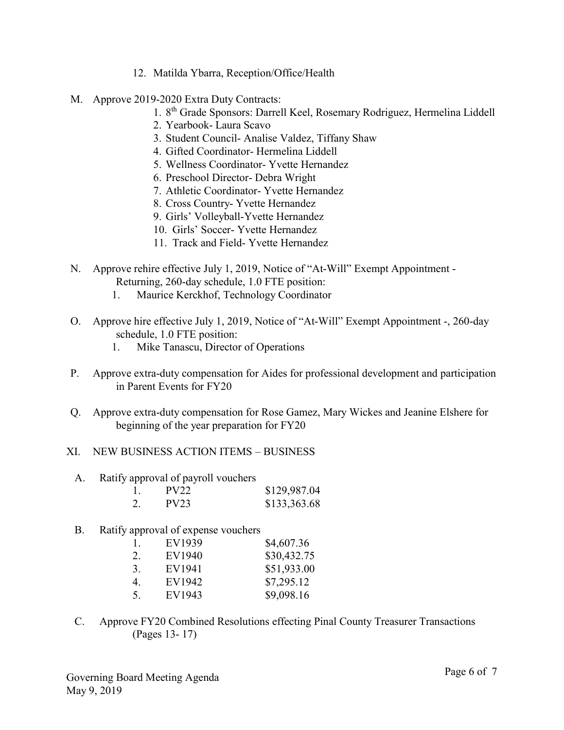12. Matilda Ybarra, Reception/Office/Health

M. Approve 2019-2020 Extra Duty Contracts:
   1. 8th Grade Sponsors: Darrell Keel, Rosemary Rodriguez, Hermelina Liddell
   2. Yearbook- Laura Scavo
   3. Student Council- Analise Valdez, Tiffany Shaw
   4. Gifted Coordinator- Hermelina Liddell
   5. Wellness Coordinator- Yvette Hernandez
   6. Preschool Director- Debra Wright
   7. Athletic Coordinator- Yvette Hernandez
   8. Cross Country- Yvette Hernandez
   9. Girls' Volleyball-Yvette Hernandez
   10. Girls' Soccer- Yvette Hernandez
   11. Track and Field- Yvette Hernandez

N. Approve rehire effective July 1, 2019, Notice of "At-Will" Exempt Appointment - Returning, 260-day schedule, 1.0 FTE position:
   1. Maurice Kerckhof, Technology Coordinator

O. Approve hire effective July 1, 2019, Notice of "At-Will" Exempt Appointment -, 260-day schedule, 1.0 FTE position:
   1. Mike Tanascu, Director of Operations

P. Approve extra-duty compensation for Aides for professional development and participation in Parent Events for FY20

Q. Approve extra-duty compensation for Rose Gamez, Mary Wickes and Jeanine Elshere for beginning of the year preparation for FY20

XI. NEW BUSINESS ACTION ITEMS – BUSINESS

A. Ratify approval of payroll vouchers

| | | |
|---|---|---|
| 1. | PV22 | $129,987.04 |
| 2. | PV23 | $133,363.68 |

B. Ratify approval of expense vouchers

| | | |
|---|---|---|
| 1. | EV1939 | $4,607.36 |
| 2. | EV1940 | $30,432.75 |
| 3. | EV1941 | $51,933.00 |
| 4. | EV1942 | $7,295.12 |
| 5. | EV1943 | $9,098.16 |

C. Approve FY20 Combined Resolutions effecting Pinal County Treasurer Transactions (Pages 13- 17)

Governing Board Meeting Agenda
May 9, 2019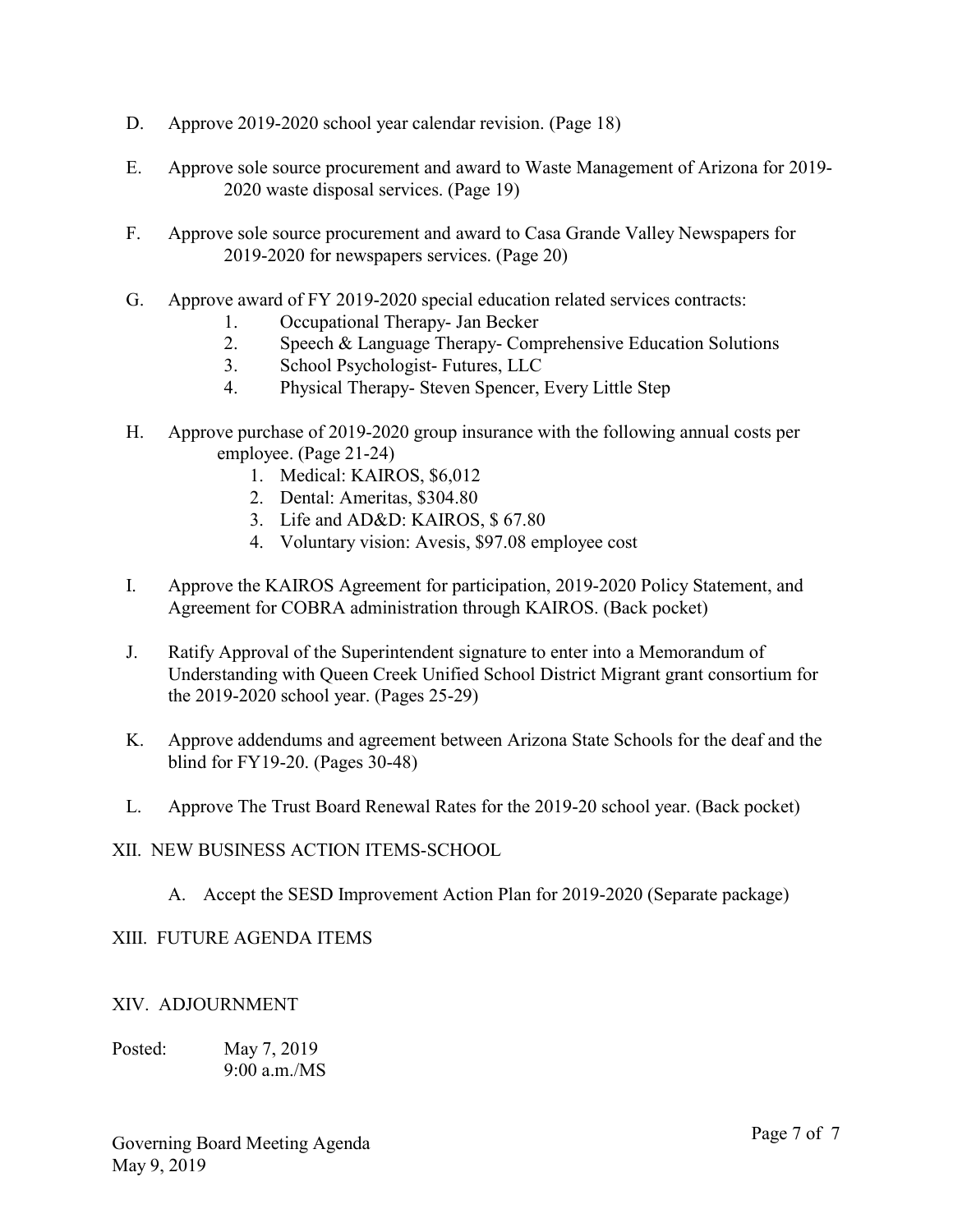D. Approve 2019-2020 school year calendar revision. (Page 18)

E. Approve sole source procurement and award to Waste Management of Arizona for 2019-2020 waste disposal services. (Page 19)

F. Approve sole source procurement and award to Casa Grande Valley Newspapers for 2019-2020 for newspapers services. (Page 20)

G. Approve award of FY 2019-2020 special education related services contracts:
   1. Occupational Therapy- Jan Becker
   2. Speech & Language Therapy- Comprehensive Education Solutions
   3. School Psychologist- Futures, LLC
   4. Physical Therapy- Steven Spencer, Every Little Step

H. Approve purchase of 2019-2020 group insurance with the following annual costs per employee. (Page 21-24)
   1. Medical: KAIROS, $6,012
   2. Dental: Ameritas, $304.80
   3. Life and AD&D: KAIROS, $ 67.80
   4. Voluntary vision: Avesis, $97.08 employee cost

I. Approve the KAIROS Agreement for participation, 2019-2020 Policy Statement, and Agreement for COBRA administration through KAIROS. (Back pocket)

J. Ratify Approval of the Superintendent signature to enter into a Memorandum of Understanding with Queen Creek Unified School District Migrant grant consortium for the 2019-2020 school year. (Pages 25-29)

K. Approve addendums and agreement between Arizona State Schools for the deaf and the blind for FY19-20. (Pages 30-48)

L. Approve The Trust Board Renewal Rates for the 2019-20 school year. (Back pocket)

## XII. NEW BUSINESS ACTION ITEMS-SCHOOL

A. Accept the SESD Improvement Action Plan for 2019-2020 (Separate package)

## XIII. FUTURE AGENDA ITEMS

## XIV. ADJOURNMENT

Posted: May 7, 2019
9:00 a.m./MS

Governing Board Meeting Agenda
May 9, 2019